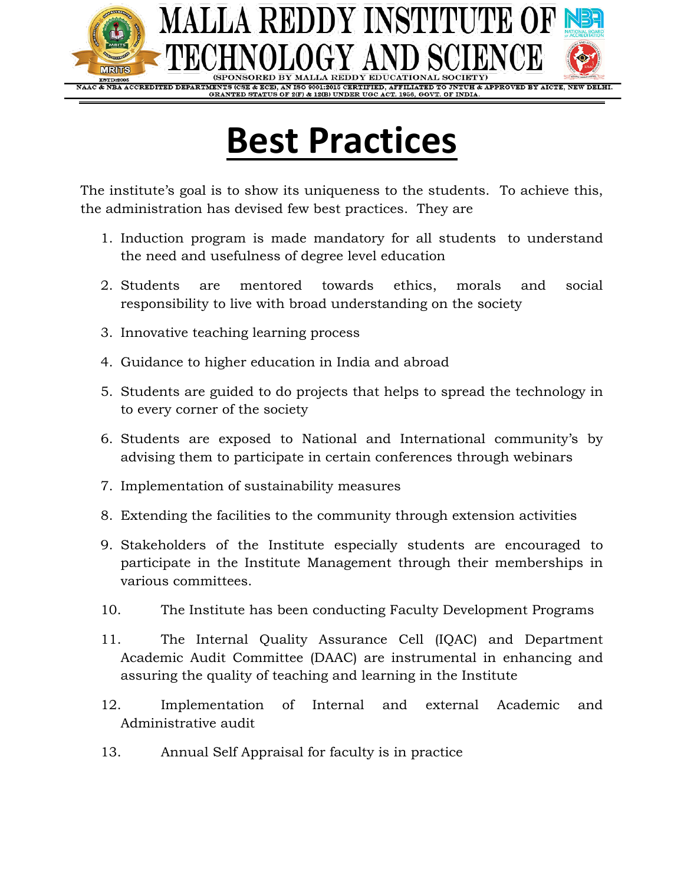# MALLA REDDY INSTITUTE OF TECHNOLOGY AND SCIENCE

(SPONSORED BY MALLA REDDY EDUCATIONAL SOCIETY)

NAAC & NBA ACCREDITED DEPARTMENTS (CSE & ECE), AN ISO 9001:2015 CERTIFIED, AFFILIATED TO JNTUH & APPROVED BY AICTE, NEW DELHI. GRANTED STATUS OF 2(F) & 12(B) UNDER UGC ACT. 1956, GOVT. OF INDIA.

# Best Practices

The institute's goal is to show its uniqueness to the students. To achieve this, the administration has devised few best practices. They are

1. Induction program is made mandatory for all students to understand the need and usefulness of degree level education
2. Students are mentored towards ethics, morals and social responsibility to live with broad understanding on the society
3. Innovative teaching learning process
4. Guidance to higher education in India and abroad
5. Students are guided to do projects that helps to spread the technology in to every corner of the society
6. Students are exposed to National and International community's by advising them to participate in certain conferences through webinars
7. Implementation of sustainability measures
8. Extending the facilities to the community through extension activities
9. Stakeholders of the Institute especially students are encouraged to participate in the Institute Management through their memberships in various committees.
10. The Institute has been conducting Faculty Development Programs
11. The Internal Quality Assurance Cell (IQAC) and Department Academic Audit Committee (DAAC) are instrumental in enhancing and assuring the quality of teaching and learning in the Institute
12. Implementation of Internal and external Academic and Administrative audit
13. Annual Self Appraisal for faculty is in practice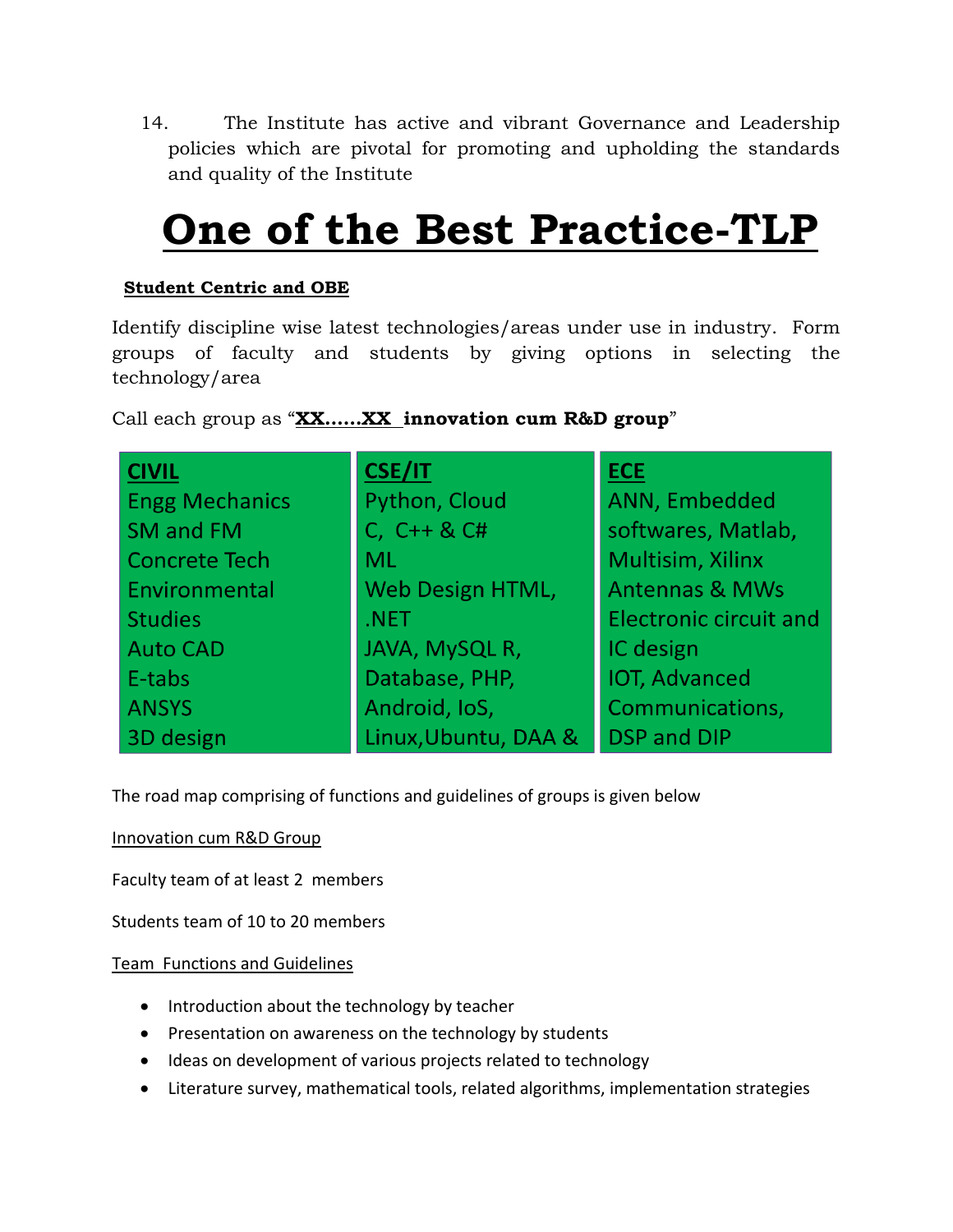14. The Institute has active and vibrant Governance and Leadership policies which are pivotal for promoting and upholding the standards and quality of the Institute

# One of the Best Practice-TLP

**Student Centric and OBE**

Identify discipline wise latest technologies/areas under use in industry. Form groups of faculty and students by giving options in selecting the technology/area

Call each group as "**XX……XX innovation cum R&D group**"

| CIVIL | CSE/IT | ECE |
|---|---|---|
| Engg Mechanics<br>SM and FM<br>Concrete Tech<br>Environmental Studies<br>Auto CAD<br>E-tabs<br>ANSYS<br>3D design | Python, Cloud<br>C, C++ & C#<br>ML<br>Web Design HTML, .NET<br>JAVA, MySQL R, Database, PHP, Android, IoS, Linux,Ubuntu, DAA & | ANN, Embedded softwares, Matlab, Multisim, Xilinx<br>Antennas & MWs<br>Electronic circuit and IC design<br>IOT, Advanced Communications, DSP and DIP |

The road map comprising of functions and guidelines of groups is given below

Innovation cum R&D Group

Faculty team of at least 2 members

Students team of 10 to 20 members

Team Functions and Guidelines

- Introduction about the technology by teacher
- Presentation on awareness on the technology by students
- Ideas on development of various projects related to technology
- Literature survey, mathematical tools, related algorithms, implementation strategies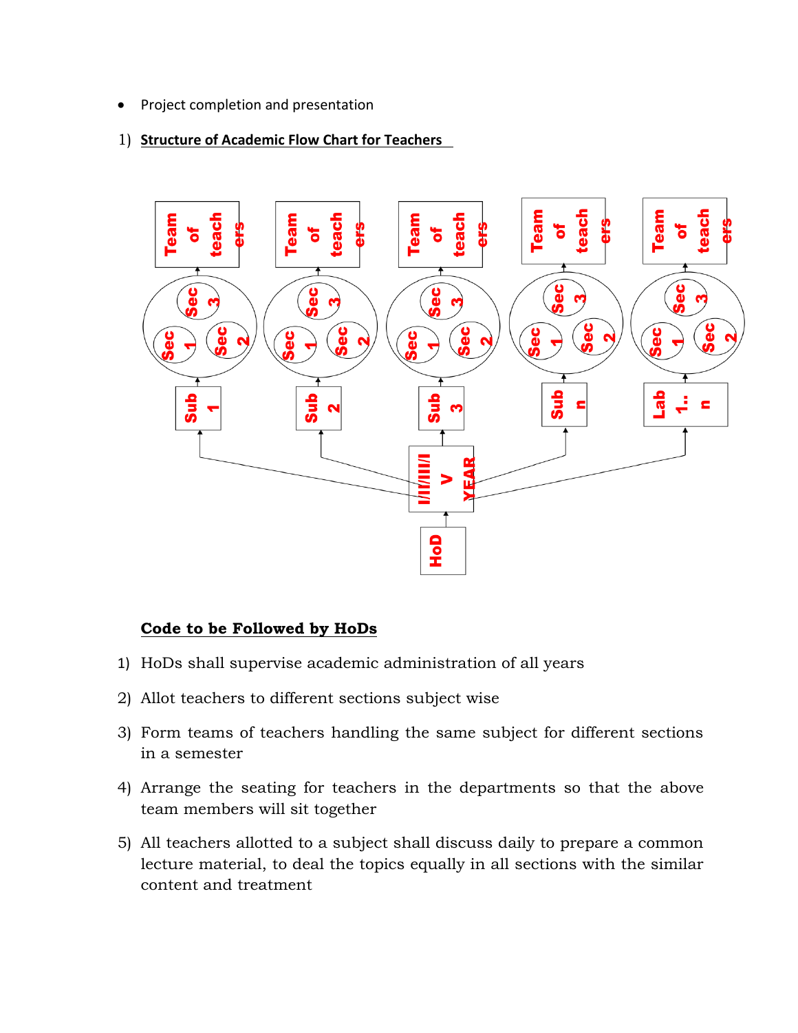- Project completion and presentation

1) **Structure of Academic Flow Chart for Teachers**

Team of teachers | Team of teachers | Team of teachers | Team of teachers | Team of teachers

Sec 1, Sec 2, Sec 3 | Sec 1, Sec 2, Sec 3 | Sec 1, Sec 2, Sec 3 | Sec 1, Sec 2, Sec 3 | Sec 1, Sec 2, Sec 3

Sub 1 | Sub 2 | Sub 3 | Sub n | Lab 1.. n

I/II/III/IV YEAR

HoD

**Code to be Followed by HoDs**

1) HoDs shall supervise academic administration of all years
2) Allot teachers to different sections subject wise
3) Form teams of teachers handling the same subject for different sections in a semester
4) Arrange the seating for teachers in the departments so that the above team members will sit together
5) All teachers allotted to a subject shall discuss daily to prepare a common lecture material, to deal the topics equally in all sections with the similar content and treatment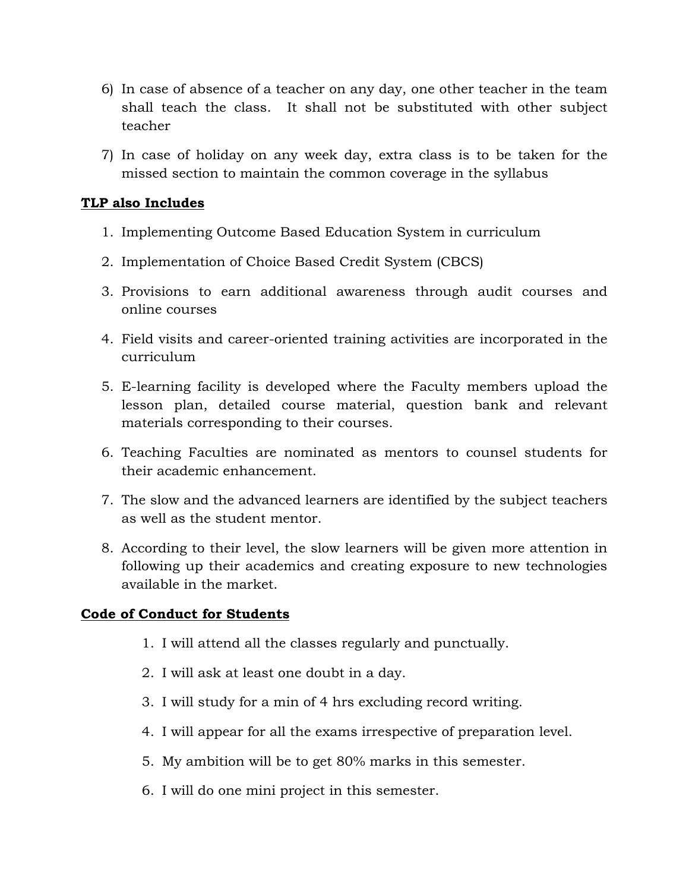6) In case of absence of a teacher on any day, one other teacher in the team shall teach the class. It shall not be substituted with other subject teacher

7) In case of holiday on any week day, extra class is to be taken for the missed section to maintain the common coverage in the syllabus

**TLP also Includes**

1. Implementing Outcome Based Education System in curriculum
2. Implementation of Choice Based Credit System (CBCS)
3. Provisions to earn additional awareness through audit courses and online courses
4. Field visits and career-oriented training activities are incorporated in the curriculum
5. E-learning facility is developed where the Faculty members upload the lesson plan, detailed course material, question bank and relevant materials corresponding to their courses.
6. Teaching Faculties are nominated as mentors to counsel students for their academic enhancement.
7. The slow and the advanced learners are identified by the subject teachers as well as the student mentor.
8. According to their level, the slow learners will be given more attention in following up their academics and creating exposure to new technologies available in the market.

**Code of Conduct for Students**

1. I will attend all the classes regularly and punctually.
2. I will ask at least one doubt in a day.
3. I will study for a min of 4 hrs excluding record writing.
4. I will appear for all the exams irrespective of preparation level.
5. My ambition will be to get 80% marks in this semester.
6. I will do one mini project in this semester.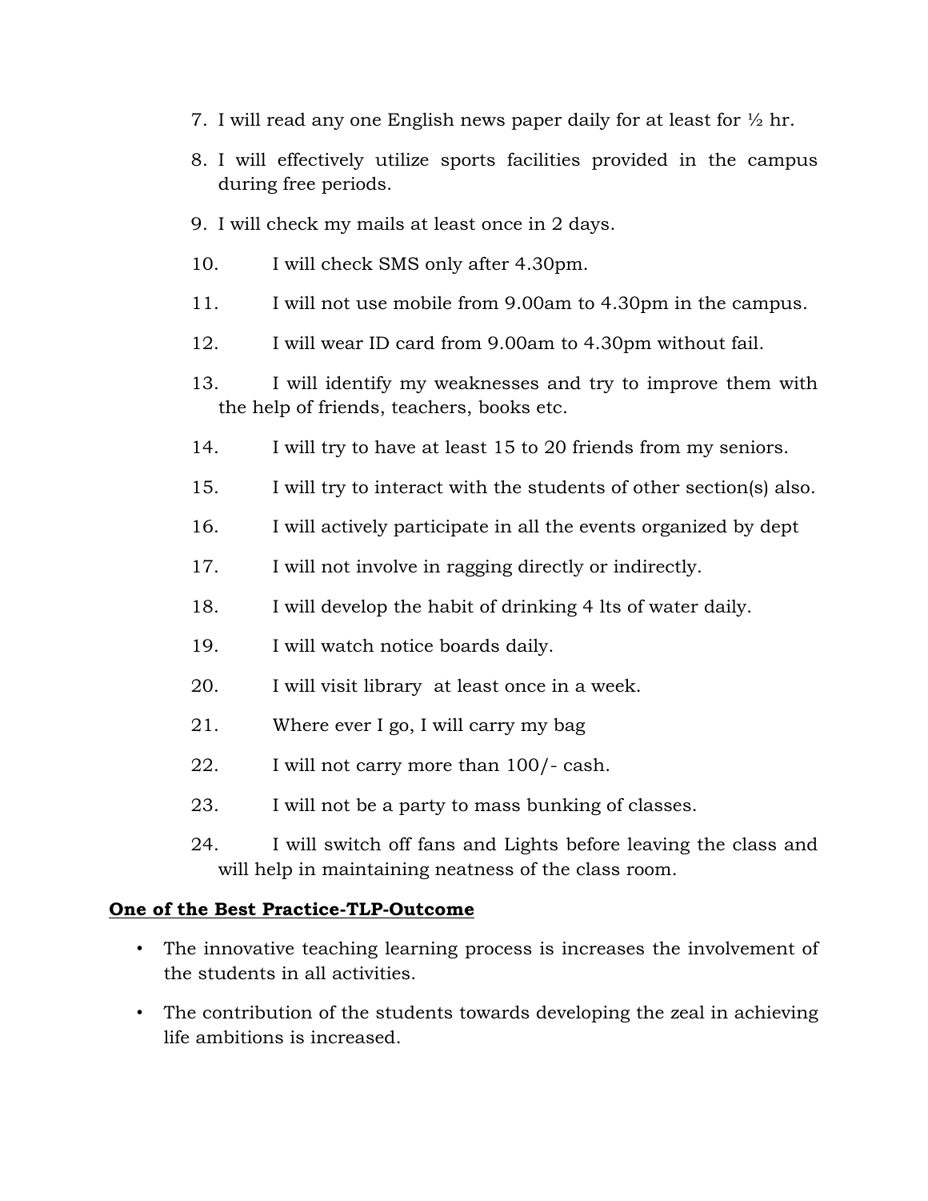7. I will read any one English news paper daily for at least for ½ hr.
8. I will effectively utilize sports facilities provided in the campus during free periods.
9. I will check my mails at least once in 2 days.
10. I will check SMS only after 4.30pm.
11. I will not use mobile from 9.00am to 4.30pm in the campus.
12. I will wear ID card from 9.00am to 4.30pm without fail.
13. I will identify my weaknesses and try to improve them with the help of friends, teachers, books etc.
14. I will try to have at least 15 to 20 friends from my seniors.
15. I will try to interact with the students of other section(s) also.
16. I will actively participate in all the events organized by dept
17. I will not involve in ragging directly or indirectly.
18. I will develop the habit of drinking 4 lts of water daily.
19. I will watch notice boards daily.
20. I will visit library at least once in a week.
21. Where ever I go, I will carry my bag
22. I will not carry more than 100/- cash.
23. I will not be a party to mass bunking of classes.
24. I will switch off fans and Lights before leaving the class and will help in maintaining neatness of the class room.

**One of the Best Practice-TLP-Outcome**

- The innovative teaching learning process is increases the involvement of the students in all activities.
- The contribution of the students towards developing the zeal in achieving life ambitions is increased.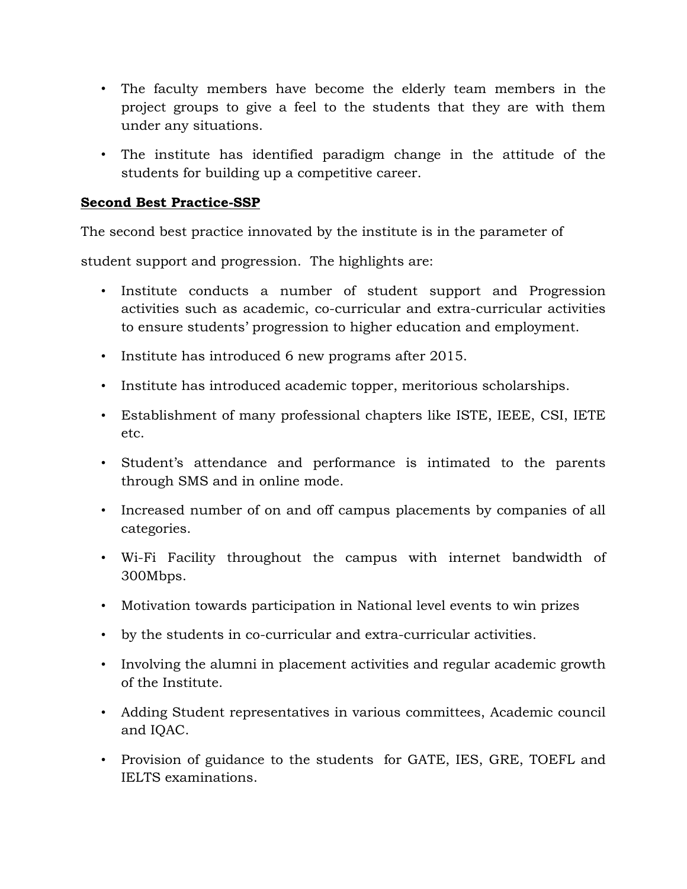- The faculty members have become the elderly team members in the project groups to give a feel to the students that they are with them under any situations.
- The institute has identified paradigm change in the attitude of the students for building up a competitive career.

**Second Best Practice-SSP**

The second best practice innovated by the institute is in the parameter of

student support and progression. The highlights are:

- Institute conducts a number of student support and Progression activities such as academic, co-curricular and extra-curricular activities to ensure students' progression to higher education and employment.
- Institute has introduced 6 new programs after 2015.
- Institute has introduced academic topper, meritorious scholarships.
- Establishment of many professional chapters like ISTE, IEEE, CSI, IETE etc.
- Student's attendance and performance is intimated to the parents through SMS and in online mode.
- Increased number of on and off campus placements by companies of all categories.
- Wi-Fi Facility throughout the campus with internet bandwidth of 300Mbps.
- Motivation towards participation in National level events to win prizes
- by the students in co-curricular and extra-curricular activities.
- Involving the alumni in placement activities and regular academic growth of the Institute.
- Adding Student representatives in various committees, Academic council and IQAC.
- Provision of guidance to the students for GATE, IES, GRE, TOEFL and IELTS examinations.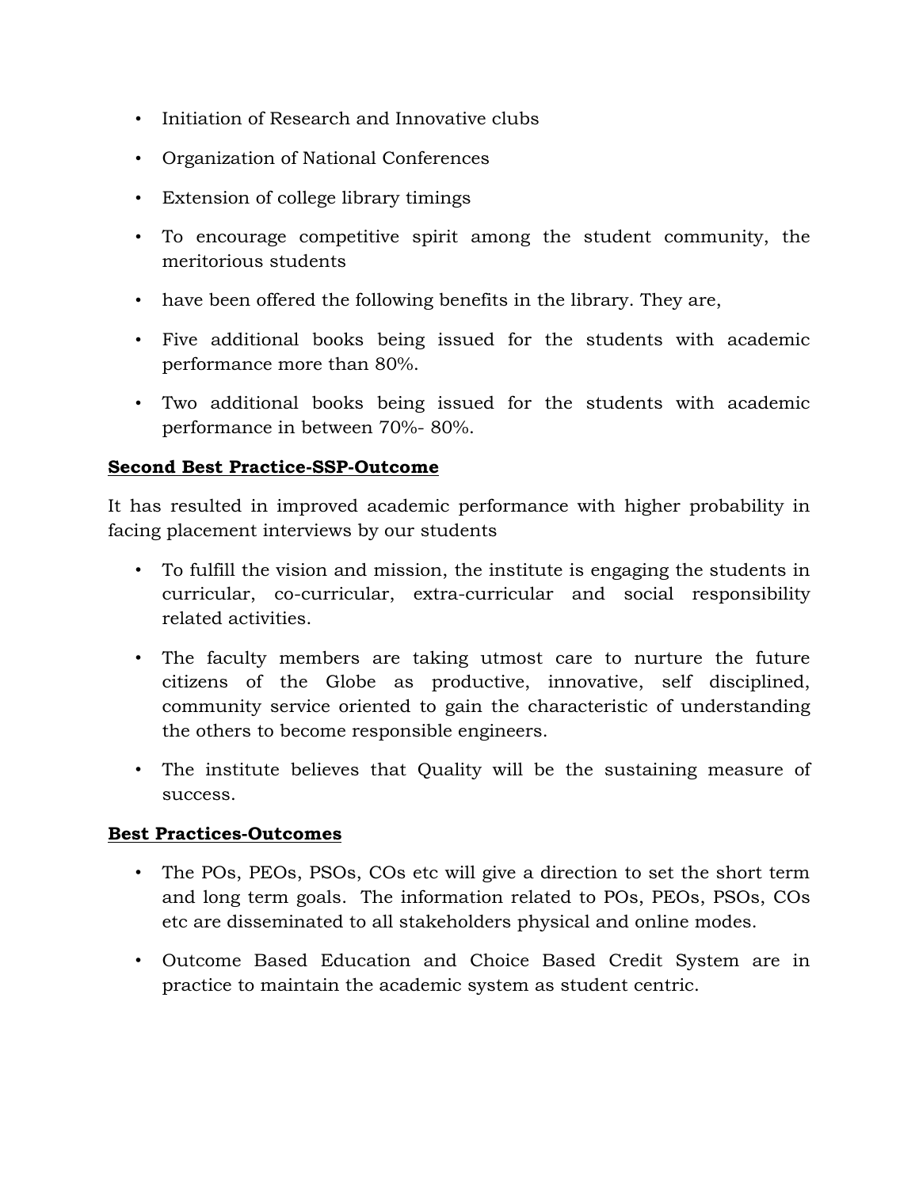- Initiation of Research and Innovative clubs
- Organization of National Conferences
- Extension of college library timings
- To encourage competitive spirit among the student community, the meritorious students
- have been offered the following benefits in the library. They are,
- Five additional books being issued for the students with academic performance more than 80%.
- Two additional books being issued for the students with academic performance in between 70%- 80%.

**<u>Second Best Practice-SSP-Outcome</u>**

It has resulted in improved academic performance with higher probability in facing placement interviews by our students

- To fulfill the vision and mission, the institute is engaging the students in curricular, co-curricular, extra-curricular and social responsibility related activities.
- The faculty members are taking utmost care to nurture the future citizens of the Globe as productive, innovative, self disciplined, community service oriented to gain the characteristic of understanding the others to become responsible engineers.
- The institute believes that Quality will be the sustaining measure of success.

**<u>Best Practices-Outcomes</u>**

- The POs, PEOs, PSOs, COs etc will give a direction to set the short term and long term goals. The information related to POs, PEOs, PSOs, COs etc are disseminated to all stakeholders physical and online modes.
- Outcome Based Education and Choice Based Credit System are in practice to maintain the academic system as student centric.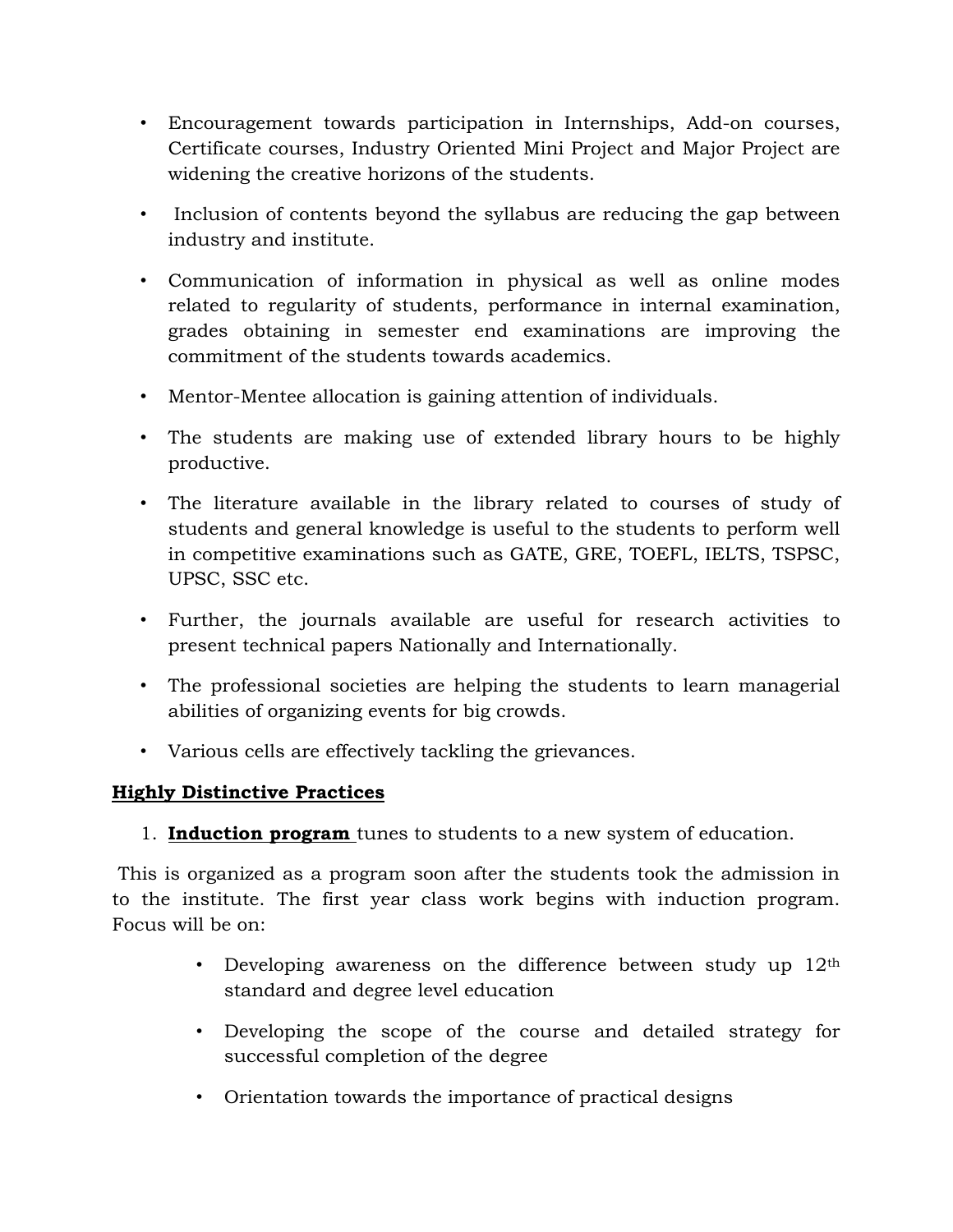- Encouragement towards participation in Internships, Add-on courses, Certificate courses, Industry Oriented Mini Project and Major Project are widening the creative horizons of the students.
- Inclusion of contents beyond the syllabus are reducing the gap between industry and institute.
- Communication of information in physical as well as online modes related to regularity of students, performance in internal examination, grades obtaining in semester end examinations are improving the commitment of the students towards academics.
- Mentor-Mentee allocation is gaining attention of individuals.
- The students are making use of extended library hours to be highly productive.
- The literature available in the library related to courses of study of students and general knowledge is useful to the students to perform well in competitive examinations such as GATE, GRE, TOEFL, IELTS, TSPSC, UPSC, SSC etc.
- Further, the journals available are useful for research activities to present technical papers Nationally and Internationally.
- The professional societies are helping the students to learn managerial abilities of organizing events for big crowds.
- Various cells are effectively tackling the grievances.

**<u>Highly Distinctive Practices</u>**

1. **<u>Induction program</u>** tunes to students to a new system of education.

This is organized as a program soon after the students took the admission in to the institute. The first year class work begins with induction program. Focus will be on:

- Developing awareness on the difference between study up 12th standard and degree level education
- Developing the scope of the course and detailed strategy for successful completion of the degree
- Orientation towards the importance of practical designs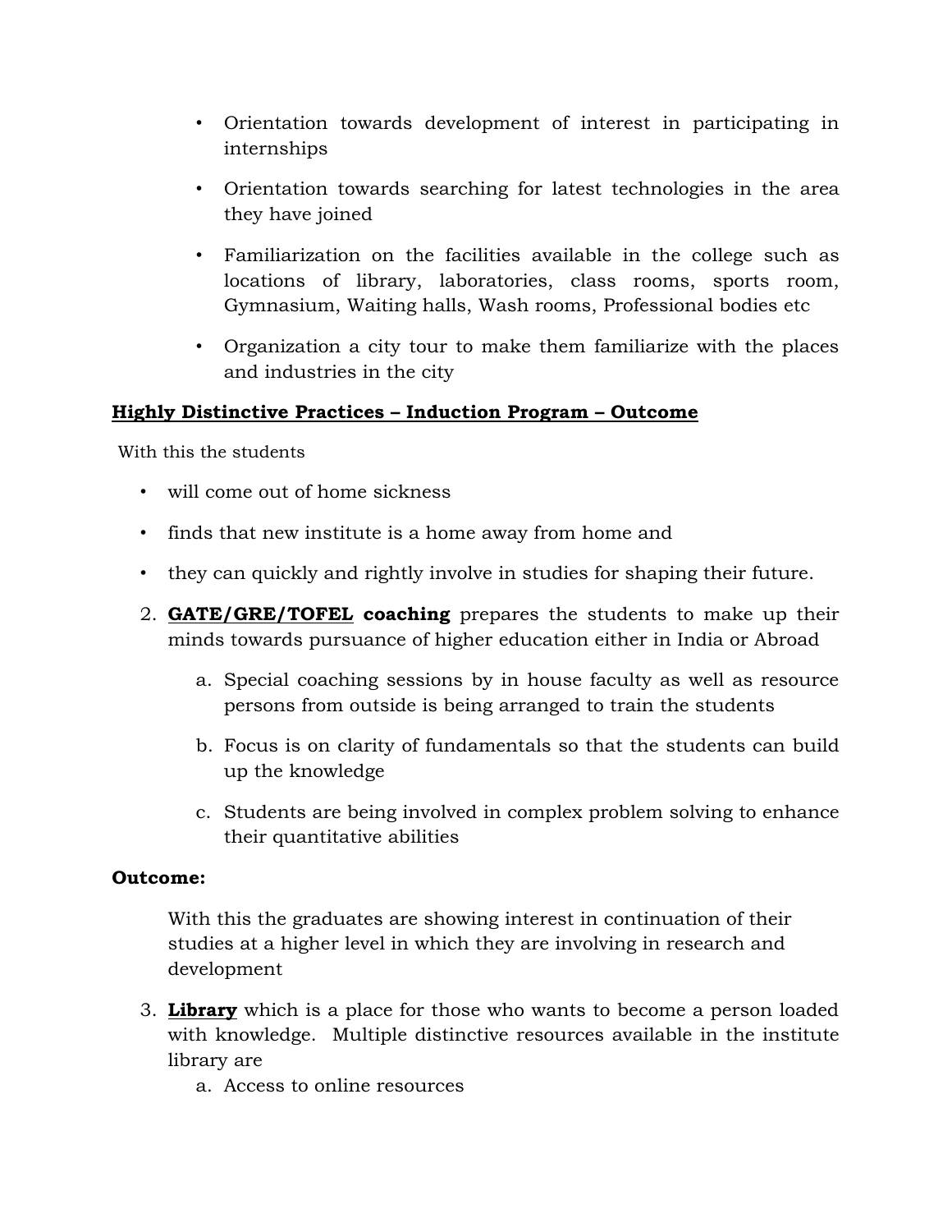- Orientation towards development of interest in participating in internships
- Orientation towards searching for latest technologies in the area they have joined
- Familiarization on the facilities available in the college such as locations of library, laboratories, class rooms, sports room, Gymnasium, Waiting halls, Wash rooms, Professional bodies etc
- Organization a city tour to make them familiarize with the places and industries in the city

**<u>Highly Distinctive Practices – Induction Program – Outcome</u>**

With this the students

- will come out of home sickness
- finds that new institute is a home away from home and
- they can quickly and rightly involve in studies for shaping their future.

2. **<u>GATE/GRE/TOFEL</u> coaching** prepares the students to make up their minds towards pursuance of higher education either in India or Abroad
    a. Special coaching sessions by in house faculty as well as resource persons from outside is being arranged to train the students
    b. Focus is on clarity of fundamentals so that the students can build up the knowledge
    c. Students are being involved in complex problem solving to enhance their quantitative abilities

**Outcome:**

With this the graduates are showing interest in continuation of their studies at a higher level in which they are involving in research and development

3. **<u>Library</u>** which is a place for those who wants to become a person loaded with knowledge. Multiple distinctive resources available in the institute library are
    a. Access to online resources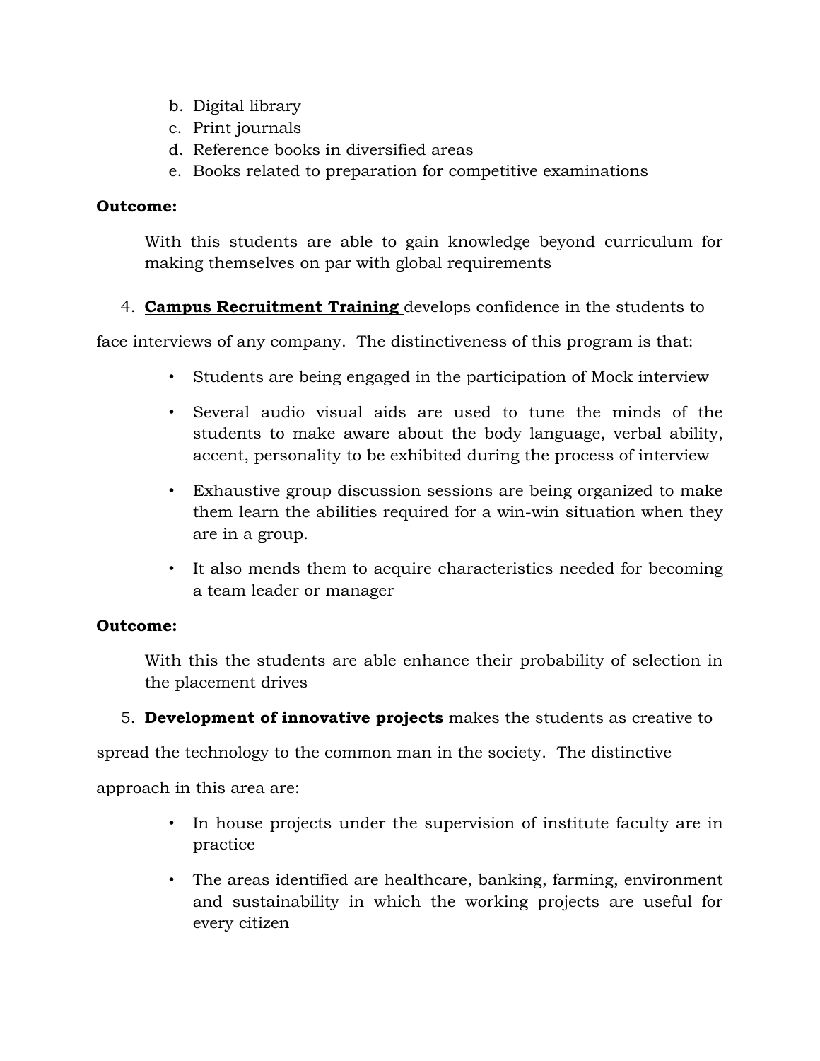b. Digital library
c. Print journals
d. Reference books in diversified areas
e. Books related to preparation for competitive examinations

**Outcome:**

With this students are able to gain knowledge beyond curriculum for making themselves on par with global requirements

4. **Campus Recruitment Training** develops confidence in the students to face interviews of any company. The distinctiveness of this program is that:

    - Students are being engaged in the participation of Mock interview
    - Several audio visual aids are used to tune the minds of the students to make aware about the body language, verbal ability, accent, personality to be exhibited during the process of interview
    - Exhaustive group discussion sessions are being organized to make them learn the abilities required for a win-win situation when they are in a group.
    - It also mends them to acquire characteristics needed for becoming a team leader or manager

**Outcome:**

With this the students are able enhance their probability of selection in the placement drives

5. **Development of innovative projects** makes the students as creative to spread the technology to the common man in the society. The distinctive approach in this area are:

    - In house projects under the supervision of institute faculty are in practice
    - The areas identified are healthcare, banking, farming, environment and sustainability in which the working projects are useful for every citizen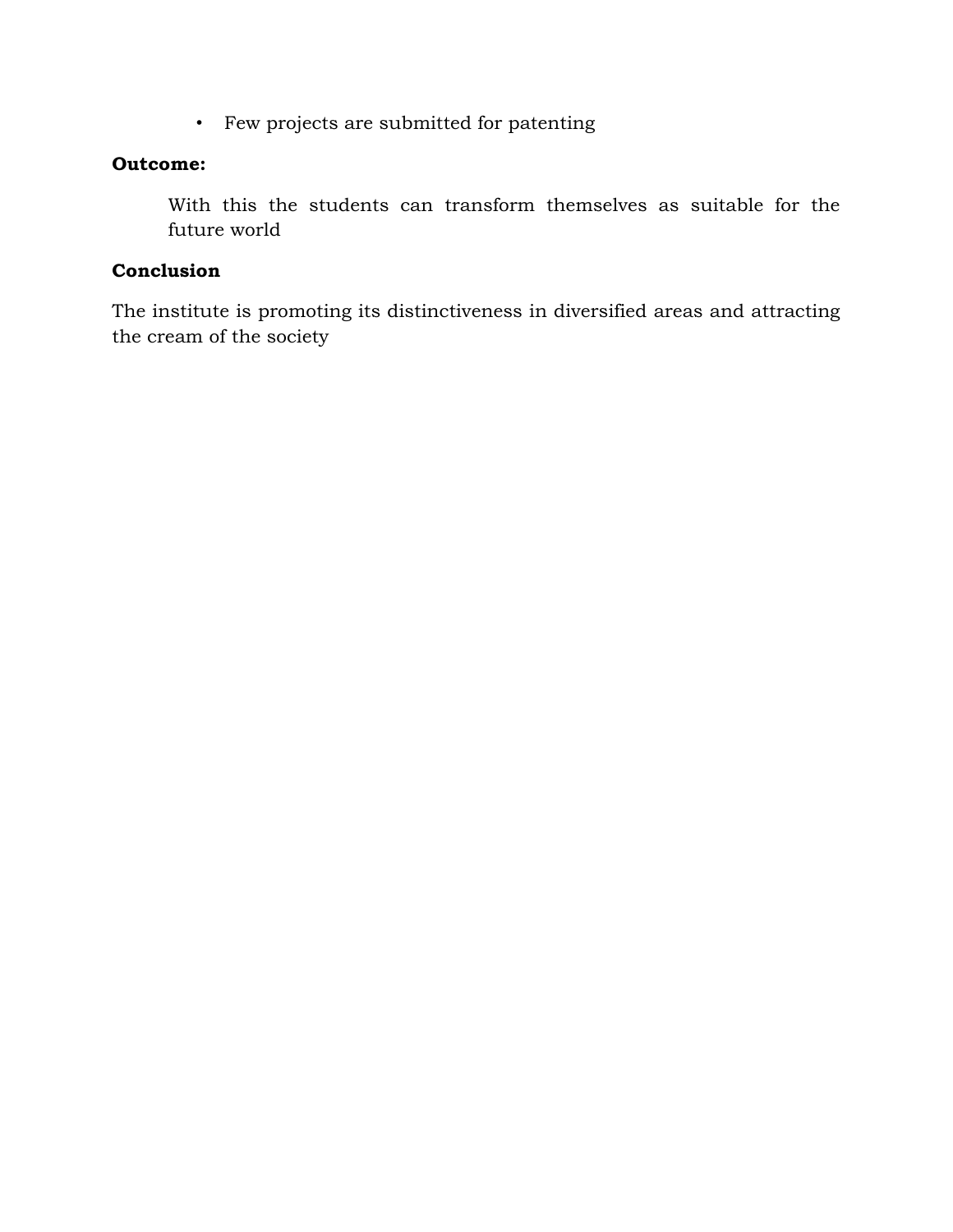- Few projects are submitted for patenting

**Outcome:**

With this the students can transform themselves as suitable for the future world

**Conclusion**

The institute is promoting its distinctiveness in diversified areas and attracting the cream of the society